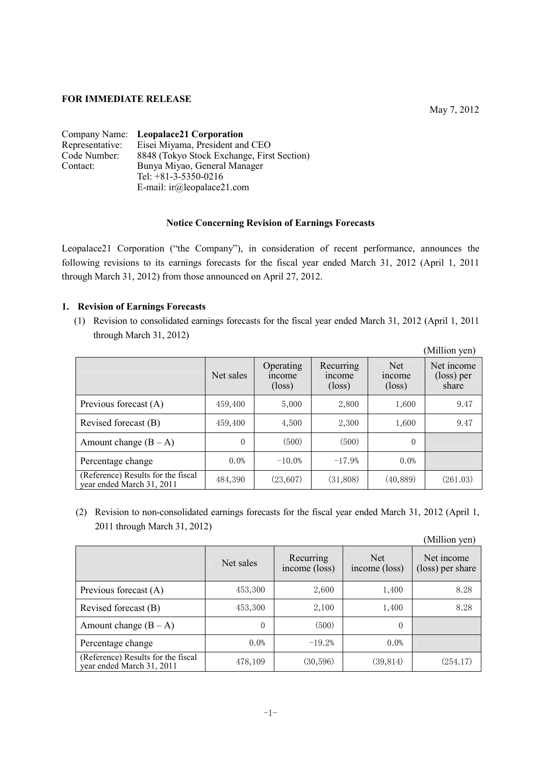**FOR IMMEDIATE RELEASE**

May 7, 2012

Company Name: **Leopalace21 Corporation**
Representative: Eisei Miyama, President and CEO
Code Number: 8848 (Tokyo Stock Exchange, First Section)
Contact: Bunya Miyao, General Manager
Tel: +81-3-5350-0216
E-mail: ir@leopalace21.com

**Notice Concerning Revision of Earnings Forecasts**

Leopalace21 Corporation ("the Company"), in consideration of recent performance, announces the following revisions to its earnings forecasts for the fiscal year ended March 31, 2012 (April 1, 2011 through March 31, 2012) from those announced on April 27, 2012.

## 1. Revision of Earnings Forecasts

(1) Revision to consolidated earnings forecasts for the fiscal year ended March 31, 2012 (April 1, 2011 through March 31, 2012)

(Million yen)

| | Net sales | Operating income (loss) | Recurring income (loss) | Net income (loss) | Net income (loss) per share |
|---|---|---|---|---|---|
| Previous forecast (A) | 459,400 | 5,000 | 2,800 | 1,600 | 9.47 |
| Revised forecast (B) | 459,400 | 4,500 | 2,300 | 1,600 | 9.47 |
| Amount change (B – A) | 0 | (500) | (500) | 0 | |
| Percentage change | 0.0% | −10.0% | −17.9% | 0.0% | |
| (Reference) Results for the fiscal year ended March 31, 2011 | 484,390 | (23,607) | (31,808) | (40,889) | (261.03) |

(2) Revision to non-consolidated earnings forecasts for the fiscal year ended March 31, 2012 (April 1, 2011 through March 31, 2012)

(Million yen)

| | Net sales | Recurring income (loss) | Net income (loss) | Net income (loss) per share |
|---|---|---|---|---|
| Previous forecast (A) | 453,300 | 2,600 | 1,400 | 8.28 |
| Revised forecast (B) | 453,300 | 2,100 | 1,400 | 8.28 |
| Amount change (B – A) | 0 | (500) | 0 | |
| Percentage change | 0.0% | −19.2% | 0.0% | |
| (Reference) Results for the fiscal year ended March 31, 2011 | 478,109 | (30,596) | (39,814) | (254.17) |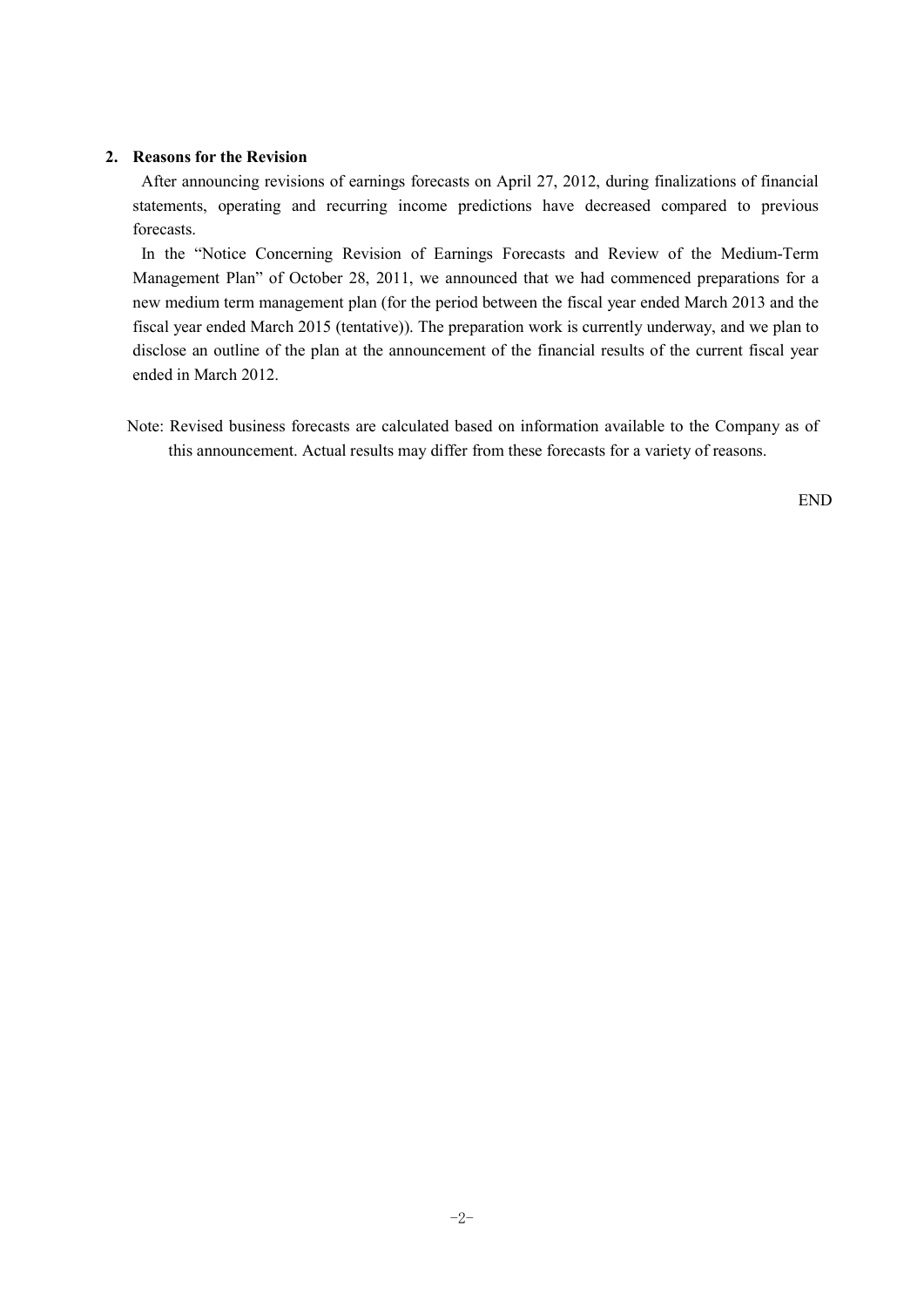## 2. Reasons for the Revision

After announcing revisions of earnings forecasts on April 27, 2012, during finalizations of financial statements, operating and recurring income predictions have decreased compared to previous forecasts.

In the "Notice Concerning Revision of Earnings Forecasts and Review of the Medium-Term Management Plan" of October 28, 2011, we announced that we had commenced preparations for a new medium term management plan (for the period between the fiscal year ended March 2013 and the fiscal year ended March 2015 (tentative)). The preparation work is currently underway, and we plan to disclose an outline of the plan at the announcement of the financial results of the current fiscal year ended in March 2012.

Note: Revised business forecasts are calculated based on information available to the Company as of this announcement. Actual results may differ from these forecasts for a variety of reasons.

END